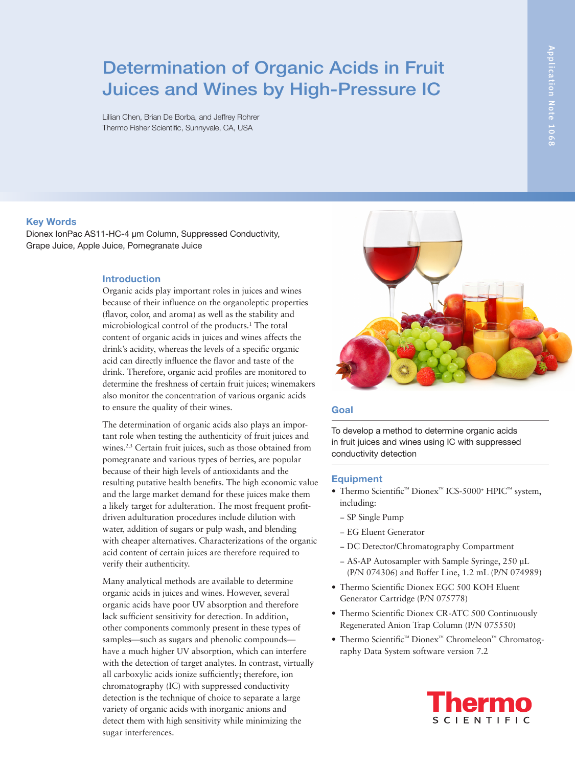# Determination of Organic Acids in Fruit Juices and Wines by High-Pressure IC

Lillian Chen, Brian De Borba, and Jeffrey Rohrer
Thermo Fisher Scientific, Sunnyvale, CA, USA

Application Note 1068

## Key Words

Dionex IonPac AS11-HC-4 µm Column, Suppressed Conductivity, Grape Juice, Apple Juice, Pomegranate Juice

## Introduction

Organic acids play important roles in juices and wines because of their influence on the organoleptic properties (flavor, color, and aroma) as well as the stability and microbiological control of the products.[1] The total content of organic acids in juices and wines affects the drink's acidity, whereas the levels of a specific organic acid can directly influence the flavor and taste of the drink. Therefore, organic acid profiles are monitored to determine the freshness of certain fruit juices; winemakers also monitor the concentration of various organic acids to ensure the quality of their wines.

The determination of organic acids also plays an important role when testing the authenticity of fruit juices and wines.[2,3] Certain fruit juices, such as those obtained from pomegranate and various types of berries, are popular because of their high levels of antioxidants and the resulting putative health benefits. The high economic value and the large market demand for these juices make them a likely target for adulteration. The most frequent profit-driven adulturation procedures include dilution with water, addition of sugars or pulp wash, and blending with cheaper alternatives. Characterizations of the organic acid content of certain juices are therefore required to verify their authenticity.

Many analytical methods are available to determine organic acids in juices and wines. However, several organic acids have poor UV absorption and therefore lack sufficient sensitivity for detection. In addition, other components commonly present in these types of samples—such as sugars and phenolic compounds—have a much higher UV absorption, which can interfere with the detection of target analytes. In contrast, virtually all carboxylic acids ionize sufficiently; therefore, ion chromatography (IC) with suppressed conductivity detection is the technique of choice to separate a large variety of organic acids with inorganic anions and detect them with high sensitivity while minimizing the sugar interferences.

## Goal

To develop a method to determine organic acids in fruit juices and wines using IC with suppressed conductivity detection

## Equipment

- Thermo Scientific™ Dionex™ ICS-5000+ HPIC™ system, including:
  - SP Single Pump
  - EG Eluent Generator
  - DC Detector/Chromatography Compartment
  - AS-AP Autosampler with Sample Syringe, 250 µL (P/N 074306) and Buffer Line, 1.2 mL (P/N 074989)
- Thermo Scientific Dionex EGC 500 KOH Eluent Generator Cartridge (P/N 075778)
- Thermo Scientific Dionex CR-ATC 500 Continuously Regenerated Anion Trap Column (P/N 075550)
- Thermo Scientific™ Dionex™ Chromeleon™ Chromatography Data System software version 7.2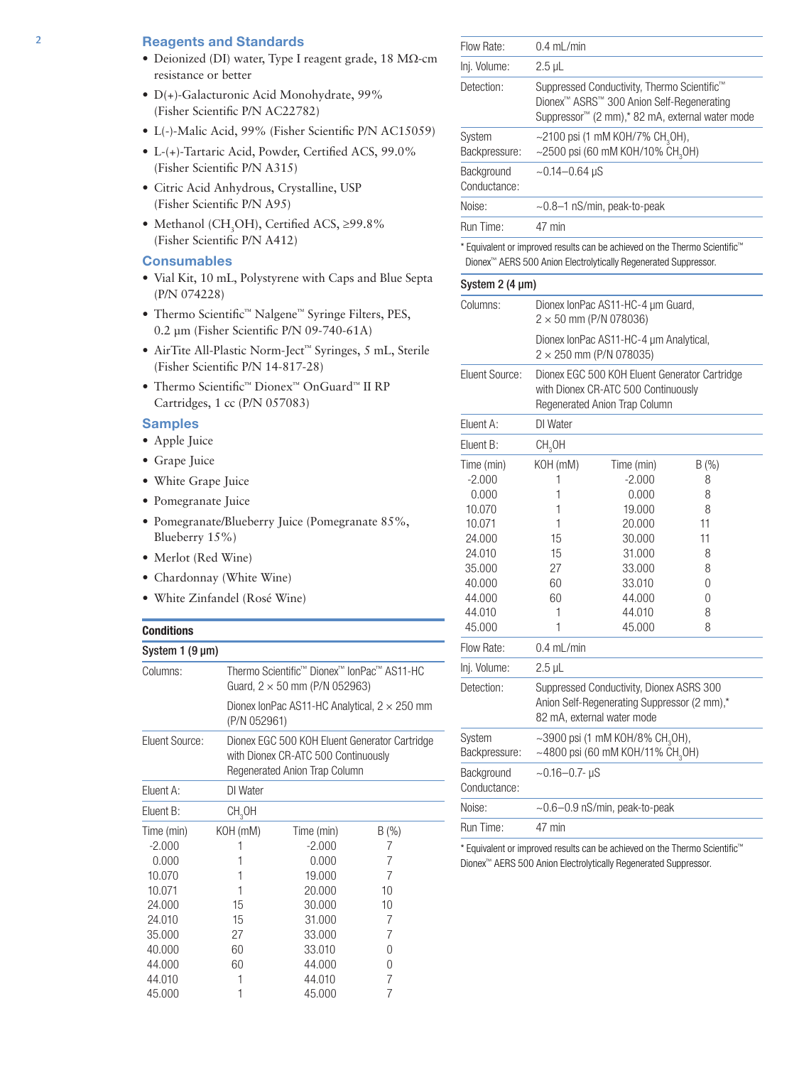## Reagents and Standards

- Deionized (DI) water, Type I reagent grade, 18 MΩ-cm resistance or better
- D(+)-Galacturonic Acid Monohydrate, 99% (Fisher Scientific P/N AC22782)
- L(-)-Malic Acid, 99% (Fisher Scientific P/N AC15059)
- L-(+)-Tartaric Acid, Powder, Certified ACS, 99.0% (Fisher Scientific P/N A315)
- Citric Acid Anhydrous, Crystalline, USP (Fisher Scientific P/N A95)
- Methanol ($CH_3OH$), Certified ACS, ≥99.8% (Fisher Scientific P/N A412)

## Consumables

- Vial Kit, 10 mL, Polystyrene with Caps and Blue Septa (P/N 074228)
- Thermo Scientific™ Nalgene™ Syringe Filters, PES, 0.2 µm (Fisher Scientific P/N 09-740-61A)
- AirTite All-Plastic Norm-Ject™ Syringes, 5 mL, Sterile (Fisher Scientific P/N 14-817-28)
- Thermo Scientific™ Dionex™ OnGuard™ II RP Cartridges, 1 cc (P/N 057083)

## Samples

- Apple Juice
- Grape Juice
- White Grape Juice
- Pomegranate Juice
- Pomegranate/Blueberry Juice (Pomegranate 85%, Blueberry 15%)
- Merlot (Red Wine)
- Chardonnay (White Wine)
- White Zinfandel (Rosé Wine)

### Conditions

#### System 1 (9 µm)

| | |
|---|---|
| Columns: | Thermo Scientific™ Dionex™ IonPac™ AS11-HC Guard, 2 × 50 mm (P/N 052963)<br>Dionex IonPac AS11-HC Analytical, 2 × 250 mm (P/N 052961) |
| Eluent Source: | Dionex EGC 500 KOH Eluent Generator Cartridge with Dionex CR-ATC 500 Continuously Regenerated Anion Trap Column |
| Eluent A: | DI Water |
| Eluent B: | $CH_3OH$ |

| Time (min) | KOH (mM) | Time (min) | B (%) |
|---|---|---|---|
| -2.000 | 1 | -2.000 | 7 |
| 0.000 | 1 | 0.000 | 7 |
| 10.070 | 1 | 19.000 | 7 |
| 10.071 | 1 | 20.000 | 10 |
| 24.000 | 15 | 30.000 | 10 |
| 24.010 | 15 | 31.000 | 7 |
| 35.000 | 27 | 33.000 | 7 |
| 40.000 | 60 | 33.010 | 0 |
| 44.000 | 60 | 44.000 | 0 |
| 44.010 | 1 | 44.010 | 7 |
| 45.000 | 1 | 45.000 | 7 |

| | |
|---|---|
| Flow Rate: | 0.4 mL/min |
| Inj. Volume: | 2.5 µL |
| Detection: | Suppressed Conductivity, Thermo Scientific™ Dionex™ ASRS™ 300 Anion Self-Regenerating Suppressor™ (2 mm),* 82 mA, external water mode |
| System Backpressure: | ~2100 psi (1 mM KOH/7% $CH_3OH$), ~2500 psi (60 mM KOH/10% $CH_3OH$) |
| Background Conductance: | ~0.14–0.64 µS |
| Noise: | ~0.8–1 nS/min, peak-to-peak |
| Run Time: | 47 min |

* Equivalent or improved results can be achieved on the Thermo Scientific™ Dionex™ AERS 500 Anion Electrolytically Regenerated Suppressor.

#### System 2 (4 µm)

| | |
|---|---|
| Columns: | Dionex IonPac AS11-HC-4 µm Guard, 2 × 50 mm (P/N 078036)<br>Dionex IonPac AS11-HC-4 µm Analytical, 2 × 250 mm (P/N 078035) |
| Eluent Source: | Dionex EGC 500 KOH Eluent Generator Cartridge with Dionex CR-ATC 500 Continuously Regenerated Anion Trap Column |
| Eluent A: | DI Water |
| Eluent B: | $CH_3OH$ |

| Time (min) | KOH (mM) | Time (min) | B (%) |
|---|---|---|---|
| -2.000 | 1 | -2.000 | 8 |
| 0.000 | 1 | 0.000 | 8 |
| 10.070 | 1 | 19.000 | 8 |
| 10.071 | 1 | 20.000 | 11 |
| 24.000 | 15 | 30.000 | 11 |
| 24.010 | 15 | 31.000 | 8 |
| 35.000 | 27 | 33.000 | 8 |
| 40.000 | 60 | 33.010 | 0 |
| 44.000 | 60 | 44.000 | 0 |
| 44.010 | 1 | 44.010 | 8 |
| 45.000 | 1 | 45.000 | 8 |

| | |
|---|---|
| Flow Rate: | 0.4 mL/min |
| Inj. Volume: | 2.5 µL |
| Detection: | Suppressed Conductivity, Dionex ASRS 300 Anion Self-Regenerating Suppressor (2 mm),* 82 mA, external water mode |
| System Backpressure: | ~3900 psi (1 mM KOH/8% $CH_3OH$), ~4800 psi (60 mM KOH/11% $CH_3OH$) |
| Background Conductance: | ~0.16–0.7- µS |
| Noise: | ~0.6–0.9 nS/min, peak-to-peak |
| Run Time: | 47 min |

* Equivalent or improved results can be achieved on the Thermo Scientific™ Dionex™ AERS 500 Anion Electrolytically Regenerated Suppressor.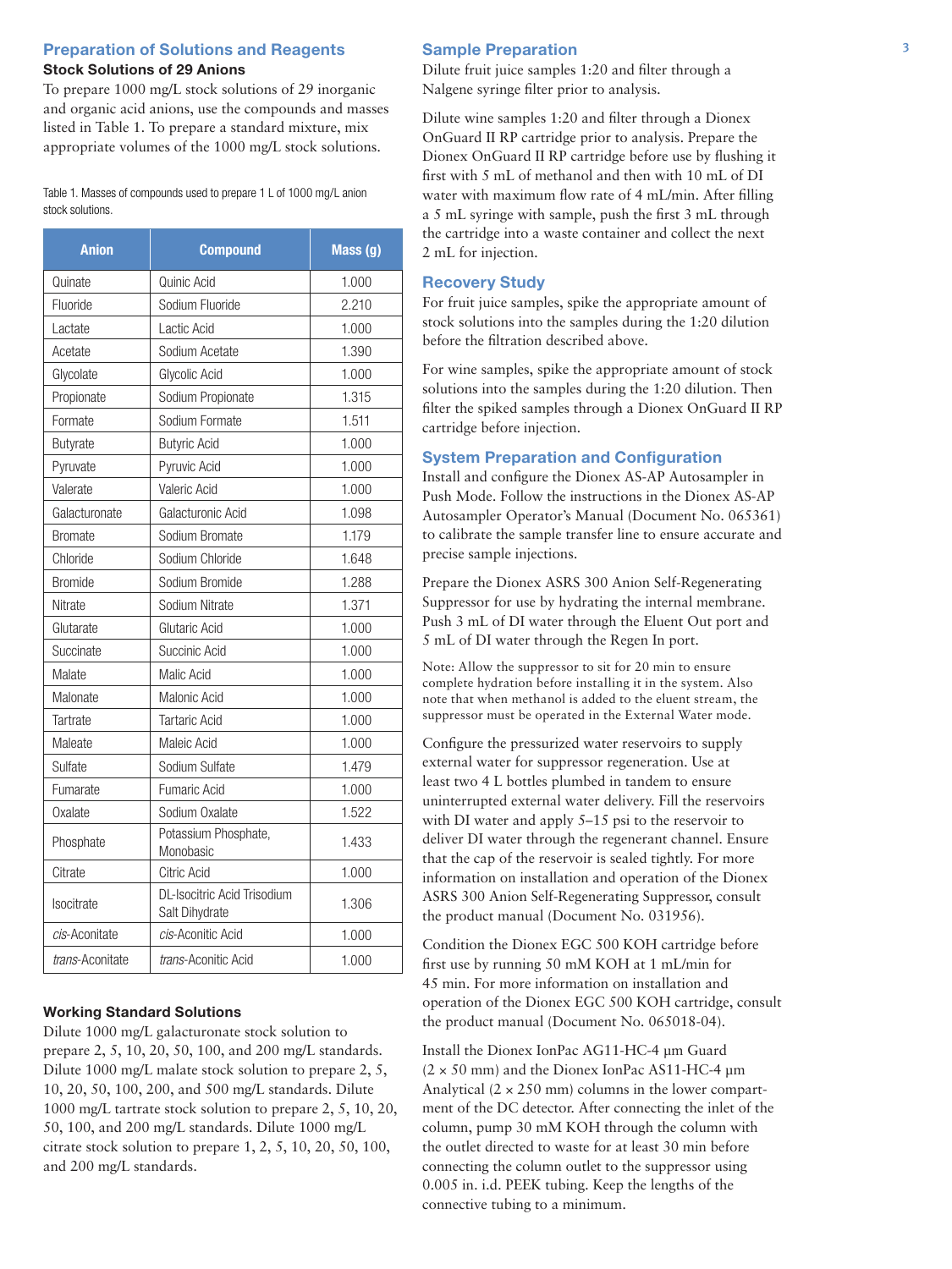## Preparation of Solutions and Reagents

### Stock Solutions of 29 Anions

To prepare 1000 mg/L stock solutions of 29 inorganic and organic acid anions, use the compounds and masses listed in Table 1. To prepare a standard mixture, mix appropriate volumes of the 1000 mg/L stock solutions.

Table 1. Masses of compounds used to prepare 1 L of 1000 mg/L anion stock solutions.

| Anion | Compound | Mass (g) |
|---|---|---|
| Quinate | Quinic Acid | 1.000 |
| Fluoride | Sodium Fluoride | 2.210 |
| Lactate | Lactic Acid | 1.000 |
| Acetate | Sodium Acetate | 1.390 |
| Glycolate | Glycolic Acid | 1.000 |
| Propionate | Sodium Propionate | 1.315 |
| Formate | Sodium Formate | 1.511 |
| Butyrate | Butyric Acid | 1.000 |
| Pyruvate | Pyruvic Acid | 1.000 |
| Valerate | Valeric Acid | 1.000 |
| Galacturonate | Galacturonic Acid | 1.098 |
| Bromate | Sodium Bromate | 1.179 |
| Chloride | Sodium Chloride | 1.648 |
| Bromide | Sodium Bromide | 1.288 |
| Nitrate | Sodium Nitrate | 1.371 |
| Glutarate | Glutaric Acid | 1.000 |
| Succinate | Succinic Acid | 1.000 |
| Malate | Malic Acid | 1.000 |
| Malonate | Malonic Acid | 1.000 |
| Tartrate | Tartaric Acid | 1.000 |
| Maleate | Maleic Acid | 1.000 |
| Sulfate | Sodium Sulfate | 1.479 |
| Fumarate | Fumaric Acid | 1.000 |
| Oxalate | Sodium Oxalate | 1.522 |
| Phosphate | Potassium Phosphate, Monobasic | 1.433 |
| Citrate | Citric Acid | 1.000 |
| Isocitrate | DL-Isocitric Acid Trisodium Salt Dihydrate | 1.306 |
| *cis*-Aconitate | *cis*-Aconitic Acid | 1.000 |
| *trans*-Aconitate | *trans*-Aconitic Acid | 1.000 |

### Working Standard Solutions

Dilute 1000 mg/L galacturonate stock solution to prepare 2, 5, 10, 20, 50, 100, and 200 mg/L standards. Dilute 1000 mg/L malate stock solution to prepare 2, 5, 10, 20, 50, 100, 200, and 500 mg/L standards. Dilute 1000 mg/L tartrate stock solution to prepare 2, 5, 10, 20, 50, 100, and 200 mg/L standards. Dilute 1000 mg/L citrate stock solution to prepare 1, 2, 5, 10, 20, 50, 100, and 200 mg/L standards.

## Sample Preparation

Dilute fruit juice samples 1:20 and filter through a Nalgene syringe filter prior to analysis.

Dilute wine samples 1:20 and filter through a Dionex OnGuard II RP cartridge prior to analysis. Prepare the Dionex OnGuard II RP cartridge before use by flushing it first with 5 mL of methanol and then with 10 mL of DI water with maximum flow rate of 4 mL/min. After filling a 5 mL syringe with sample, push the first 3 mL through the cartridge into a waste container and collect the next 2 mL for injection.

## Recovery Study

For fruit juice samples, spike the appropriate amount of stock solutions into the samples during the 1:20 dilution before the filtration described above.

For wine samples, spike the appropriate amount of stock solutions into the samples during the 1:20 dilution. Then filter the spiked samples through a Dionex OnGuard II RP cartridge before injection.

## System Preparation and Configuration

Install and configure the Dionex AS-AP Autosampler in Push Mode. Follow the instructions in the Dionex AS-AP Autosampler Operator's Manual (Document No. 065361) to calibrate the sample transfer line to ensure accurate and precise sample injections.

Prepare the Dionex ASRS 300 Anion Self-Regenerating Suppressor for use by hydrating the internal membrane. Push 3 mL of DI water through the Eluent Out port and 5 mL of DI water through the Regen In port.

Note: Allow the suppressor to sit for 20 min to ensure complete hydration before installing it in the system. Also note that when methanol is added to the eluent stream, the suppressor must be operated in the External Water mode.

Configure the pressurized water reservoirs to supply external water for suppressor regeneration. Use at least two 4 L bottles plumbed in tandem to ensure uninterrupted external water delivery. Fill the reservoirs with DI water and apply 5–15 psi to the reservoir to deliver DI water through the regenerant channel. Ensure that the cap of the reservoir is sealed tightly. For more information on installation and operation of the Dionex ASRS 300 Anion Self-Regenerating Suppressor, consult the product manual (Document No. 031956).

Condition the Dionex EGC 500 KOH cartridge before first use by running 50 mM KOH at 1 mL/min for 45 min. For more information on installation and operation of the Dionex EGC 500 KOH cartridge, consult the product manual (Document No. 065018-04).

Install the Dionex IonPac AG11-HC-4 µm Guard (2 × 50 mm) and the Dionex IonPac AS11-HC-4 µm Analytical (2 × 250 mm) columns in the lower compartment of the DC detector. After connecting the inlet of the column, pump 30 mM KOH through the column with the outlet directed to waste for at least 30 min before connecting the column outlet to the suppressor using 0.005 in. i.d. PEEK tubing. Keep the lengths of the connective tubing to a minimum.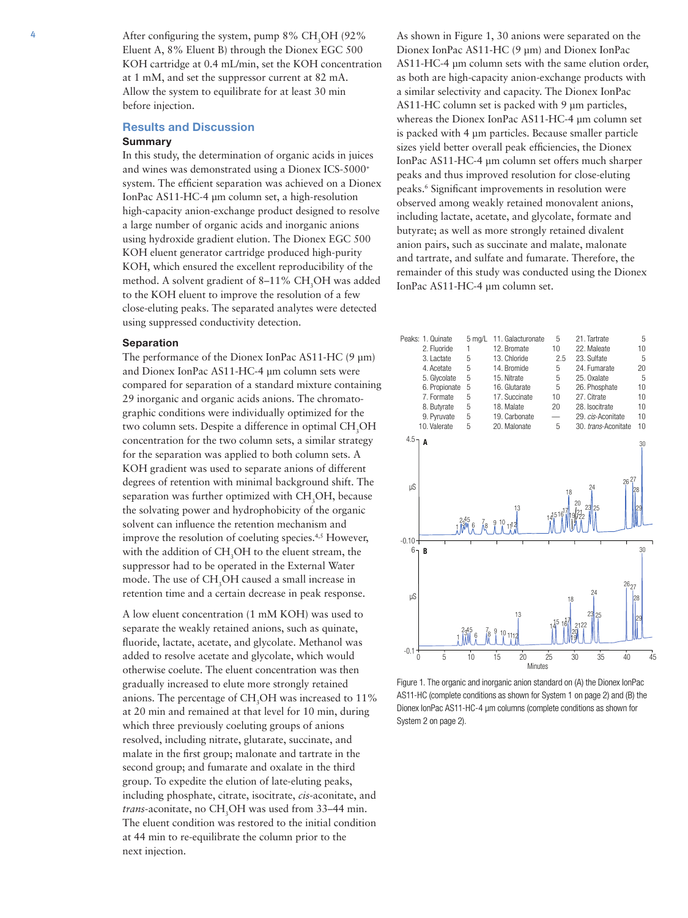After configuring the system, pump 8% $CH_3OH$ (92% Eluent A, 8% Eluent B) through the Dionex EGC 500 KOH cartridge at 0.4 mL/min, set the KOH concentration at 1 mM, and set the suppressor current at 82 mA. Allow the system to equilibrate for at least 30 min before injection.

## Results and Discussion

### Summary

In this study, the determination of organic acids in juices and wines was demonstrated using a Dionex ICS-5000+ system. The efficient separation was achieved on a Dionex IonPac AS11-HC-4 µm column set, a high-resolution high-capacity anion-exchange product designed to resolve a large number of organic acids and inorganic anions using hydroxide gradient elution. The Dionex EGC 500 KOH eluent generator cartridge produced high-purity KOH, which ensured the excellent reproducibility of the method. A solvent gradient of 8–11% $CH_3OH$ was added to the KOH eluent to improve the resolution of a few close-eluting peaks. The separated analytes were detected using suppressed conductivity detection.

### Separation

The performance of the Dionex IonPac AS11-HC (9 µm) and Dionex IonPac AS11-HC-4 µm column sets were compared for separation of a standard mixture containing 29 inorganic and organic acids anions. The chromatographic conditions were individually optimized for the two column sets. Despite a difference in optimal $CH_3OH$ concentration for the two column sets, a similar strategy for the separation was applied to both column sets. A KOH gradient was used to separate anions of different degrees of retention with minimal background shift. The separation was further optimized with $CH_3OH$, because the solvating power and hydrophobicity of the organic solvent can influence the retention mechanism and improve the resolution of coeluting species.[4,5] However, with the addition of $CH_3OH$ to the eluent stream, the suppressor had to be operated in the External Water mode. The use of $CH_3OH$ caused a small increase in retention time and a certain decrease in peak response.

A low eluent concentration (1 mM KOH) was used to separate the weakly retained anions, such as quinate, fluoride, lactate, acetate, and glycolate. Methanol was added to resolve acetate and glycolate, which would otherwise coelute. The eluent concentration was then gradually increased to elute more strongly retained anions. The percentage of $CH_3OH$ was increased to 11% at 20 min and remained at that level for 10 min, during which three previously coeluting groups of anions resolved, including nitrate, glutarate, succinate, and malate in the first group; malonate and tartrate in the second group; and fumarate and oxalate in the third group. To expedite the elution of late-eluting peaks, including phosphate, citrate, isocitrate, *cis*-aconitate, and *trans*-aconitate, no $CH_3OH$ was used from 33–44 min. The eluent condition was restored to the initial condition at 44 min to re-equilibrate the column prior to the next injection.

As shown in Figure 1, 30 anions were separated on the Dionex IonPac AS11-HC (9 µm) and Dionex IonPac AS11-HC-4 µm column sets with the same elution order, as both are high-capacity anion-exchange products with a similar selectivity and capacity. The Dionex IonPac AS11-HC column set is packed with 9 µm particles, whereas the Dionex IonPac AS11-HC-4 µm column set is packed with 4 µm particles. Because smaller particle sizes yield better overall peak efficiencies, the Dionex IonPac AS11-HC-4 µm column set offers much sharper peaks and thus improved resolution for close-eluting peaks.[6] Significant improvements in resolution were observed among weakly retained monovalent anions, including lactate, acetate, and glycolate, formate and butyrate; as well as more strongly retained divalent anion pairs, such as succinate and malate, malonate and tartrate, and sulfate and fumarate. Therefore, the remainder of this study was conducted using the Dionex IonPac AS11-HC-4 µm column set.

| Peaks: | mg/L | | mg/L | | mg/L |
|---|---|---|---|---|---|
| 1. Quinate | 5 | 11. Galacturonate | 5 | 21. Tartrate | 5 |
| 2. Fluoride | 1 | 12. Bromate | 10 | 22. Maleate | 10 |
| 3. Lactate | 5 | 13. Chloride | 2.5 | 23. Sulfate | 5 |
| 4. Acetate | 5 | 14. Bromide | 5 | 24. Fumarate | 20 |
| 5. Glycolate | 5 | 15. Nitrate | 5 | 25. Oxalate | 5 |
| 6. Propionate | 5 | 16. Glutarate | 5 | 26. Phosphate | 10 |
| 7. Formate | 5 | 17. Succinate | 10 | 27. Citrate | 10 |
| 8. Butyrate | 5 | 18. Malate | 20 | 28. Isocitrate | 10 |
| 9. Pyruvate | 5 | 19. Carbonate | — | 29. *cis*-Aconitate | 10 |
| 10. Valerate | 5 | 20. Malonate | 5 | 30. *trans*-Aconitate | 10 |

Figure 1. The organic and inorganic anion standard on (A) the Dionex IonPac AS11-HC (complete conditions as shown for System 1 on page 2) and (B) the Dionex IonPac AS11-HC-4 µm columns (complete conditions as shown for System 2 on page 2).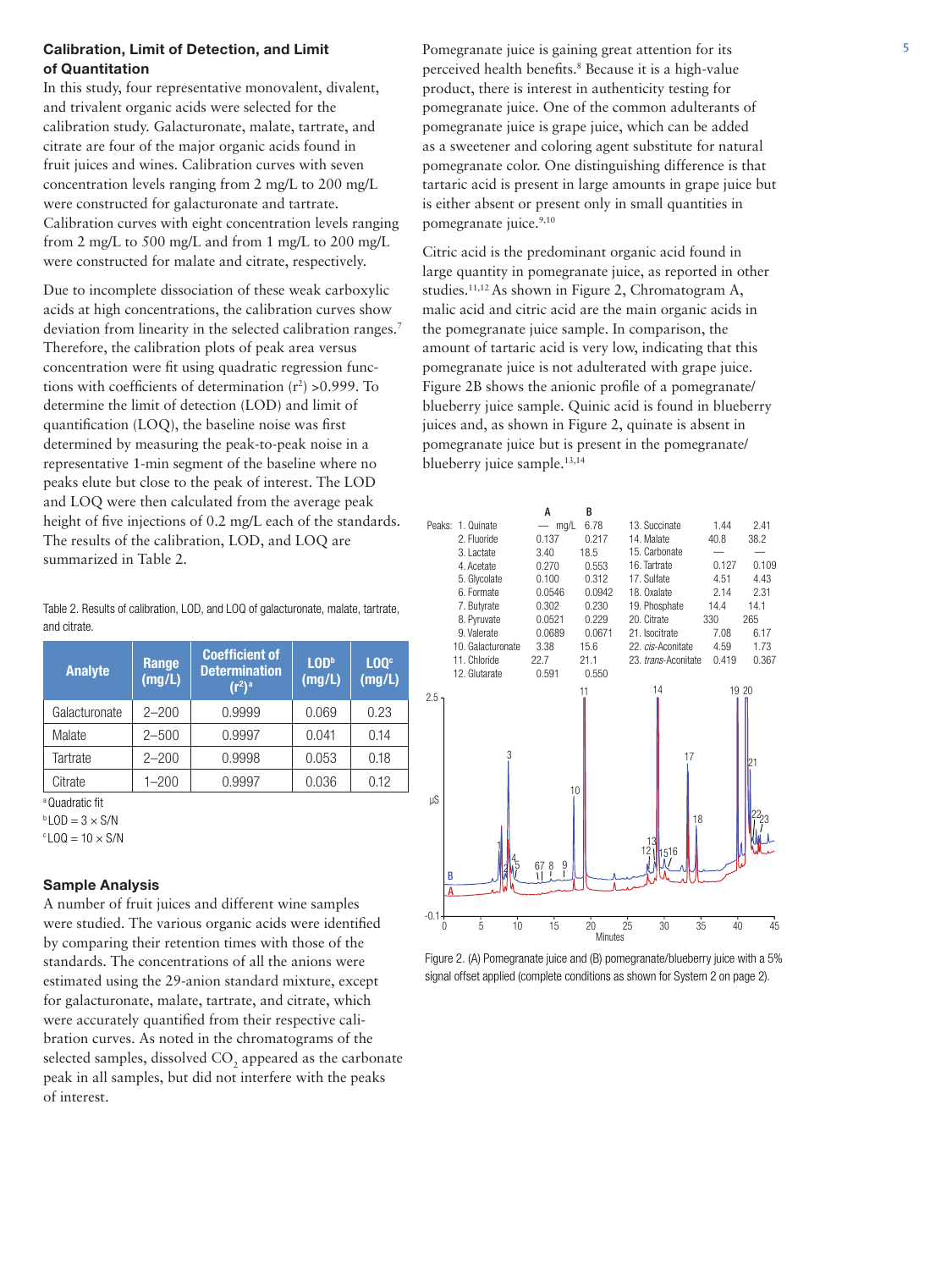## Calibration, Limit of Detection, and Limit of Quantitation

In this study, four representative monovalent, divalent, and trivalent organic acids were selected for the calibration study. Galacturonate, malate, tartrate, and citrate are four of the major organic acids found in fruit juices and wines. Calibration curves with seven concentration levels ranging from 2 mg/L to 200 mg/L were constructed for galacturonate and tartrate. Calibration curves with eight concentration levels ranging from 2 mg/L to 500 mg/L and from 1 mg/L to 200 mg/L were constructed for malate and citrate, respectively.

Due to incomplete dissociation of these weak carboxylic acids at high concentrations, the calibration curves show deviation from linearity in the selected calibration ranges.[7] Therefore, the calibration plots of peak area versus concentration were fit using quadratic regression functions with coefficients of determination ($r^2$) >0.999. To determine the limit of detection (LOD) and limit of quantification (LOQ), the baseline noise was first determined by measuring the peak-to-peak noise in a representative 1-min segment of the baseline where no peaks elute but close to the peak of interest. The LOD and LOQ were then calculated from the average peak height of five injections of 0.2 mg/L each of the standards. The results of the calibration, LOD, and LOQ are summarized in Table 2.

Table 2. Results of calibration, LOD, and LOQ of galacturonate, malate, tartrate, and citrate.

| Analyte | Range (mg/L) | Coefficient of Determination ($r^2$)[a] | LOD[b] (mg/L) | LOQ[c] (mg/L) |
|---|---|---|---|---|
| Galacturonate | 2–200 | 0.9999 | 0.069 | 0.23 |
| Malate | 2–500 | 0.9997 | 0.041 | 0.14 |
| Tartrate | 2–200 | 0.9998 | 0.053 | 0.18 |
| Citrate | 1–200 | 0.9997 | 0.036 | 0.12 |

[a] Quadratic fit
[b] LOD = 3 × S/N
[c] LOQ = 10 × S/N

## Sample Analysis

A number of fruit juices and different wine samples were studied. The various organic acids were identified by comparing their retention times with those of the standards. The concentrations of all the anions were estimated using the 29-anion standard mixture, except for galacturonate, malate, tartrate, and citrate, which were accurately quantified from their respective calibration curves. As noted in the chromatograms of the selected samples, dissolved $CO_2$ appeared as the carbonate peak in all samples, but did not interfere with the peaks of interest.

Pomegranate juice is gaining great attention for its perceived health benefits.[8] Because it is a high-value product, there is interest in authenticity testing for pomegranate juice. One of the common adulterants of pomegranate juice is grape juice, which can be added as a sweetener and coloring agent substitute for natural pomegranate color. One distinguishing difference is that tartaric acid is present in large amounts in grape juice but is either absent or present only in small quantities in pomegranate juice.[9,10]

Citric acid is the predominant organic acid found in large quantity in pomegranate juice, as reported in other studies.[11,12] As shown in Figure 2, Chromatogram A, malic acid and citric acid are the main organic acids in the pomegranate juice sample. In comparison, the amount of tartaric acid is very low, indicating that this pomegranate juice is not adulterated with grape juice. Figure 2B shows the anionic profile of a pomegranate/blueberry juice sample. Quinic acid is found in blueberry juices and, as shown in Figure 2, quinate is absent in pomegranate juice but is present in the pomegranate/blueberry juice sample.[13,14]

| Peaks | A (mg/L) | B (mg/L) |
|---|---|---|
| 1. Quinate | — | 6.78 |
| 2. Fluoride | 0.137 | 0.217 |
| 3. Lactate | 3.40 | 18.5 |
| 4. Acetate | 0.270 | 0.553 |
| 5. Glycolate | 0.100 | 0.312 |
| 6. Formate | 0.0546 | 0.0942 |
| 7. Butyrate | 0.302 | 0.230 |
| 8. Pyruvate | 0.0521 | 0.229 |
| 9. Valerate | 0.0689 | 0.0671 |
| 10. Galacturonate | 3.38 | 15.6 |
| 11. Chloride | 22.7 | 21.1 |
| 12. Glutarate | 0.591 | 0.550 |
| 13. Succinate | 1.44 | 2.41 |
| 14. Malate | 40.8 | 38.2 |
| 15. Carbonate | — | — |
| 16. Tartrate | 0.127 | 0.109 |
| 17. Sulfate | 4.51 | 4.43 |
| 18. Oxalate | 2.14 | 2.31 |
| 19. Phosphate | 14.4 | 14.1 |
| 20. Citrate | 330 | 265 |
| 21. Isocitrate | 7.08 | 6.17 |
| 22. *cis*-Aconitate | 4.59 | 1.73 |
| 23. *trans*-Aconitate | 0.419 | 0.367 |

Figure 2. (A) Pomegranate juice and (B) pomegranate/blueberry juice with a 5% signal offset applied (complete conditions as shown for System 2 on page 2).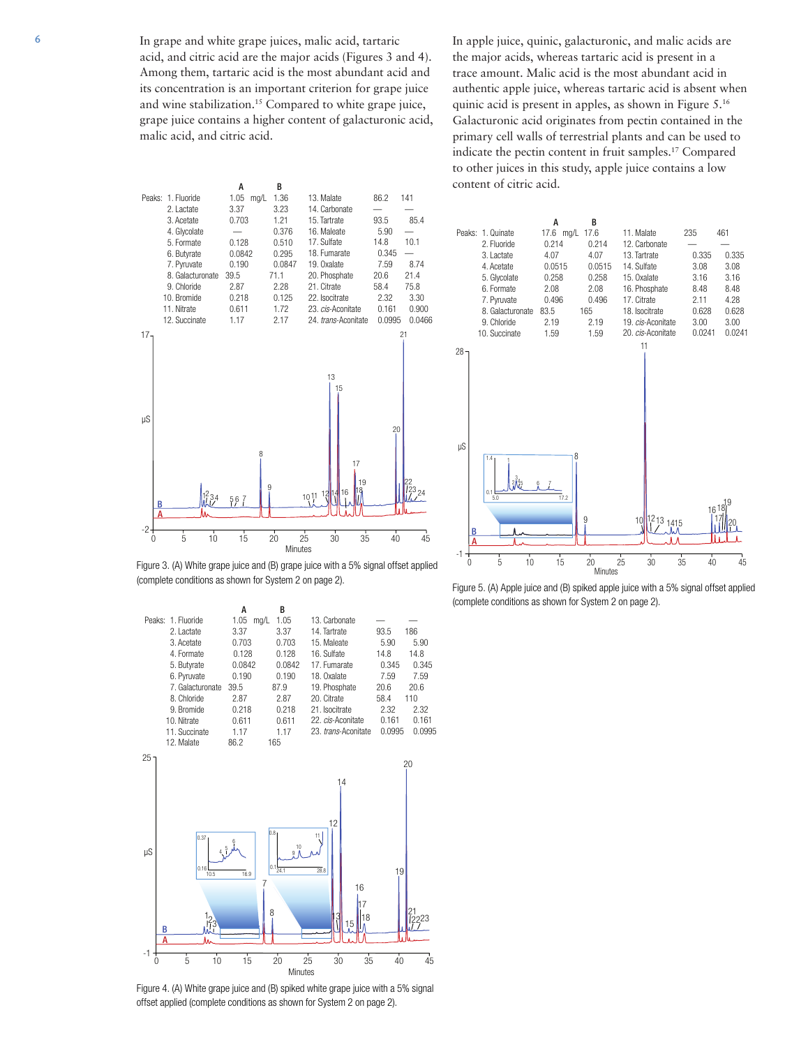In grape and white grape juices, malic acid, tartaric acid, and citric acid are the major acids (Figures 3 and 4). Among them, tartaric acid is the most abundant acid and its concentration is an important criterion for grape juice and wine stabilization.[15] Compared to white grape juice, grape juice contains a higher content of galacturonic acid, malic acid, and citric acid.

| Peaks: | A (mg/L) | B | | A | B |
|---|---|---|---|---|---|
| 1. Fluoride | 1.05 | 1.36 | 13. Malate | 86.2 | 141 |
| 2. Lactate | 3.37 | 3.23 | 14. Carbonate | — | — |
| 3. Acetate | 0.703 | 1.21 | 15. Tartrate | 93.5 | 85.4 |
| 4. Glycolate | — | 0.376 | 16. Maleate | 5.90 | — |
| 5. Formate | 0.128 | 0.510 | 17. Sulfate | 14.8 | 10.1 |
| 6. Butyrate | 0.0842 | 0.295 | 18. Fumarate | 0.345 | — |
| 7. Pyruvate | 0.190 | 0.0847 | 19. Oxalate | 7.59 | 8.74 |
| 8. Galacturonate | 39.5 | 71.1 | 20. Phosphate | 20.6 | 21.4 |
| 9. Chloride | 2.87 | 2.28 | 21. Citrate | 58.4 | 75.8 |
| 10. Bromide | 0.218 | 0.125 | 22. Isocitrate | 2.32 | 3.30 |
| 11. Nitrate | 0.611 | 1.72 | 23. *cis*-Aconitate | 0.161 | 0.900 |
| 12. Succinate | 1.17 | 2.17 | 24. *trans*-Aconitate | 0.0995 | 0.0466 |

Figure 3. (A) White grape juice and (B) grape juice with a 5% signal offset applied (complete conditions as shown for System 2 on page 2).

| Peaks: | A (mg/L) | B | | A | B |
|---|---|---|---|---|---|
| 1. Fluoride | 1.05 | 1.05 | 13. Carbonate | — | — |
| 2. Lactate | 3.37 | 3.37 | 14. Tartrate | 93.5 | 186 |
| 3. Acetate | 0.703 | 0.703 | 15. Maleate | 5.90 | 5.90 |
| 4. Formate | 0.128 | 0.128 | 16. Sulfate | 14.8 | 14.8 |
| 5. Butyrate | 0.0842 | 0.0842 | 17. Fumarate | 0.345 | 0.345 |
| 6. Pyruvate | 0.190 | 0.190 | 18. Oxalate | 7.59 | 7.59 |
| 7. Galacturonate | 39.5 | 87.9 | 19. Phosphate | 20.6 | 20.6 |
| 8. Chloride | 2.87 | 2.87 | 20. Citrate | 58.4 | 110 |
| 9. Bromide | 0.218 | 0.218 | 21. Isocitrate | 2.32 | 2.32 |
| 10. Nitrate | 0.611 | 0.611 | 22. *cis*-Aconitate | 0.161 | 0.161 |
| 11. Succinate | 1.17 | 1.17 | 23. *trans*-Aconitate | 0.0995 | 0.0995 |
| 12. Malate | 86.2 | 165 | | | |

Figure 4. (A) White grape juice and (B) spiked white grape juice with a 5% signal offset applied (complete conditions as shown for System 2 on page 2).

In apple juice, quinic, galacturonic, and malic acids are the major acids, whereas tartaric acid is present in a trace amount. Malic acid is the most abundant acid in authentic apple juice, whereas tartaric acid is absent when quinic acid is present in apples, as shown in Figure 5.[16] Galacturonic acid originates from pectin contained in the primary cell walls of terrestrial plants and can be used to indicate the pectin content in fruit samples.[17] Compared to other juices in this study, apple juice contains a low content of citric acid.

| Peaks: | A (mg/L) | B | | A | B |
|---|---|---|---|---|---|
| 1. Quinate | 17.6 | 17.6 | 11. Malate | 235 | 461 |
| 2. Fluoride | 0.214 | 0.214 | 12. Carbonate | — | — |
| 3. Lactate | 4.07 | 4.07 | 13. Tartrate | 0.335 | 0.335 |
| 4. Acetate | 0.0515 | 0.0515 | 14. Sulfate | 3.08 | 3.08 |
| 5. Glycolate | 0.258 | 0.258 | 15. Oxalate | 3.16 | 3.16 |
| 6. Formate | 2.08 | 2.08 | 16. Phosphate | 8.48 | 8.48 |
| 7. Pyruvate | 0.496 | 0.496 | 17. Citrate | 2.11 | 4.28 |
| 8. Galacturonate | 83.5 | 165 | 18. Isocitrate | 0.628 | 0.628 |
| 9. Chloride | 2.19 | 2.19 | 19. *cis*-Aconitate | 3.00 | 3.00 |
| 10. Succinate | 1.59 | 1.59 | 20. *cis*-Aconitate | 0.0241 | 0.0241 |

Figure 5. (A) Apple juice and (B) spiked apple juice with a 5% signal offset applied (complete conditions as shown for System 2 on page 2).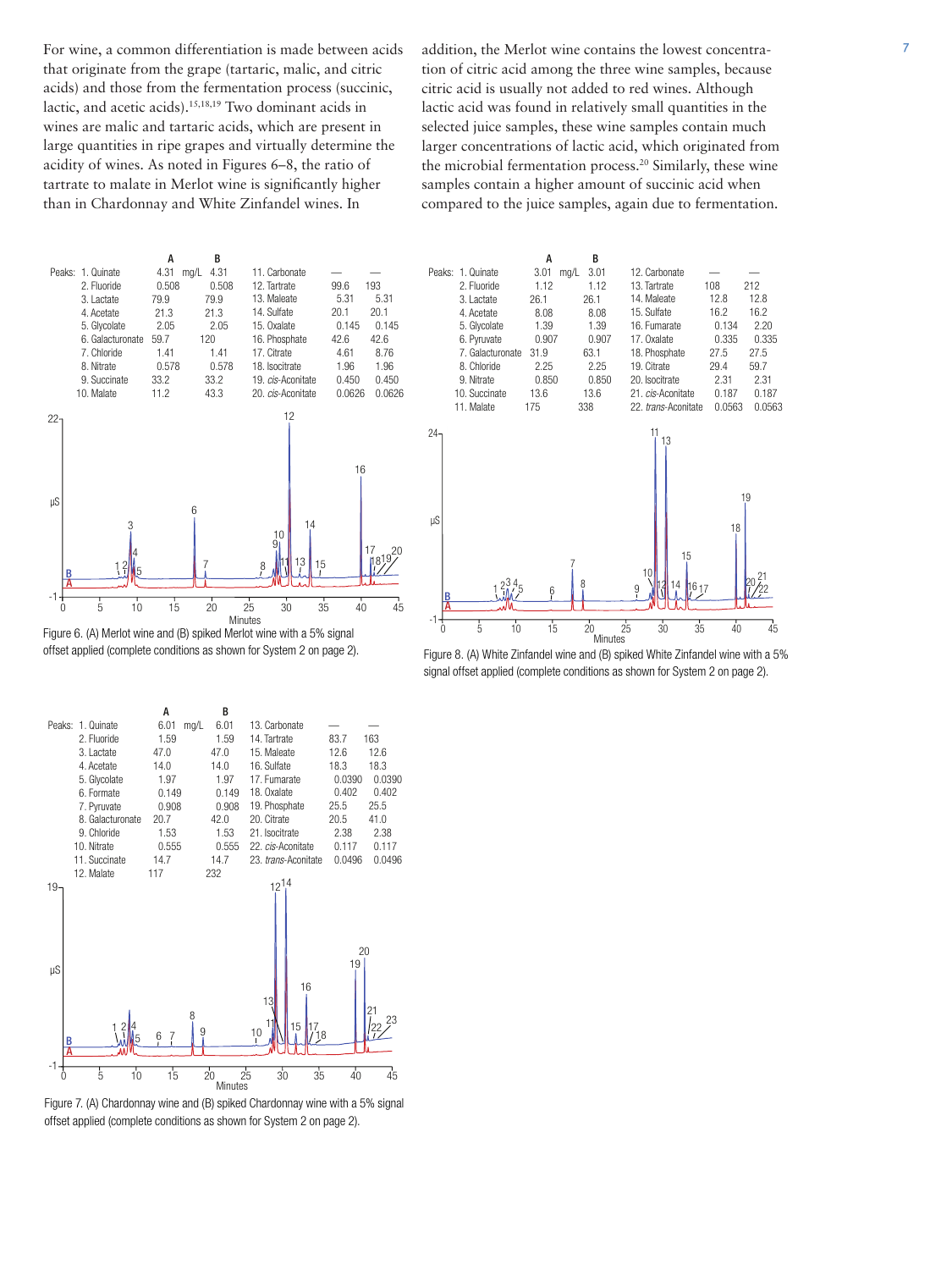For wine, a common differentiation is made between acids that originate from the grape (tartaric, malic, and citric acids) and those from the fermentation process (succinic, lactic, and acetic acids).[15,18,19] Two dominant acids in wines are malic and tartaric acids, which are present in large quantities in ripe grapes and virtually determine the acidity of wines. As noted in Figures 6–8, the ratio of tartrate to malate in Merlot wine is significantly higher than in Chardonnay and White Zinfandel wines. In addition, the Merlot wine contains the lowest concentration of citric acid among the three wine samples, because citric acid is usually not added to red wines. Although lactic acid was found in relatively small quantities in the selected juice samples, these wine samples contain much larger concentrations of lactic acid, which originated from the microbial fermentation process.[20] Similarly, these wine samples contain a higher amount of succinic acid when compared to the juice samples, again due to fermentation.

| Peaks | A (mg/L) | B | Peaks | A | B |
|---|---|---|---|---|---|
| 1. Quinate | 4.31 | 4.31 | 11. Carbonate | — | — |
| 2. Fluoride | 0.508 | 0.508 | 12. Tartrate | 99.6 | 193 |
| 3. Lactate | 79.9 | 79.9 | 13. Maleate | 5.31 | 5.31 |
| 4. Acetate | 21.3 | 21.3 | 14. Sulfate | 20.1 | 20.1 |
| 5. Glycolate | 2.05 | 2.05 | 15. Oxalate | 0.145 | 0.145 |
| 6. Galacturonate | 59.7 | 120 | 16. Phosphate | 42.6 | 42.6 |
| 7. Chloride | 1.41 | 1.41 | 17. Citrate | 4.61 | 8.76 |
| 8. Nitrate | 0.578 | 0.578 | 18. Isocitrate | 1.96 | 1.96 |
| 9. Succinate | 33.2 | 33.2 | 19. *cis*-Aconitate | 0.450 | 0.450 |
| 10. Malate | 11.2 | 43.3 | 20. *cis*-Aconitate | 0.0626 | 0.0626 |

Figure 6. (A) Merlot wine and (B) spiked Merlot wine with a 5% signal offset applied (complete conditions as shown for System 2 on page 2).

| Peaks | A (mg/L) | B | Peaks | A | B |
|---|---|---|---|---|---|
| 1. Quinate | 6.01 | 6.01 | 13. Carbonate | — | — |
| 2. Fluoride | 1.59 | 1.59 | 14. Tartrate | 83.7 | 163 |
| 3. Lactate | 47.0 | 47.0 | 15. Maleate | 12.6 | 12.6 |
| 4. Acetate | 14.0 | 14.0 | 16. Sulfate | 18.3 | 18.3 |
| 5. Glycolate | 1.97 | 1.97 | 17. Fumarate | 0.0390 | 0.0390 |
| 6. Formate | 0.149 | 0.149 | 18. Oxalate | 0.402 | 0.402 |
| 7. Pyruvate | 0.908 | 0.908 | 19. Phosphate | 25.5 | 25.5 |
| 8. Galacturonate | 20.7 | 42.0 | 20. Citrate | 20.5 | 41.0 |
| 9. Chloride | 1.53 | 1.53 | 21. Isocitrate | 2.38 | 2.38 |
| 10. Nitrate | 0.555 | 0.555 | 22. *cis*-Aconitate | 0.117 | 0.117 |
| 11. Succinate | 14.7 | 14.7 | 23. *trans*-Aconitate | 0.0496 | 0.0496 |
| 12. Malate | 117 | 232 | | | |

Figure 7. (A) Chardonnay wine and (B) spiked Chardonnay wine with a 5% signal offset applied (complete conditions as shown for System 2 on page 2).

| Peaks | A (mg/L) | B | Peaks | A | B |
|---|---|---|---|---|---|
| 1. Quinate | 3.01 | 3.01 | 12. Carbonate | — | — |
| 2. Fluoride | 1.12 | 1.12 | 13. Tartrate | 108 | 212 |
| 3. Lactate | 26.1 | 26.1 | 14. Maleate | 12.8 | 12.8 |
| 4. Acetate | 8.08 | 8.08 | 15. Sulfate | 16.2 | 16.2 |
| 5. Glycolate | 1.39 | 1.39 | 16. Fumarate | 0.134 | 2.20 |
| 6. Pyruvate | 0.907 | 0.907 | 17. Oxalate | 0.335 | 0.335 |
| 7. Galacturonate | 31.9 | 63.1 | 18. Phosphate | 27.5 | 27.5 |
| 8. Chloride | 2.25 | 2.25 | 19. Citrate | 29.4 | 59.7 |
| 9. Nitrate | 0.850 | 0.850 | 20. Isocitrate | 2.31 | 2.31 |
| 10. Succinate | 13.6 | 13.6 | 21. *cis*-Aconitate | 0.187 | 0.187 |
| 11. Malate | 175 | 338 | 22. *trans*-Aconitate | 0.0563 | 0.0563 |

Figure 8. (A) White Zinfandel wine and (B) spiked White Zinfandel wine with a 5% signal offset applied (complete conditions as shown for System 2 on page 2).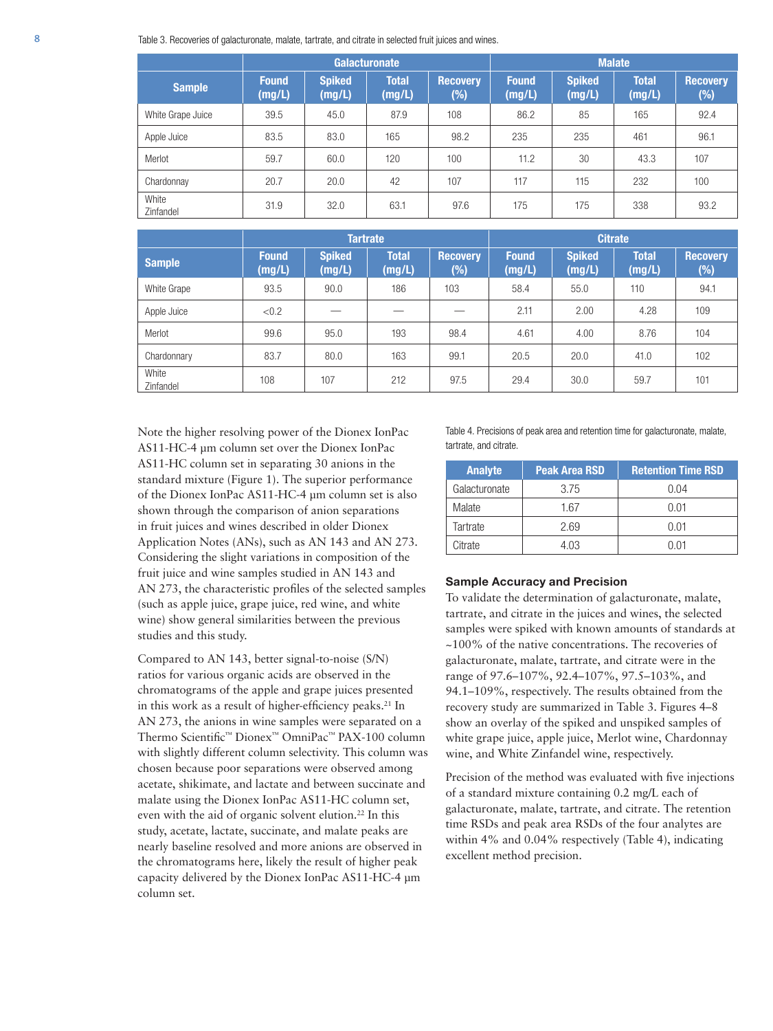Table 3. Recoveries of galacturonate, malate, tartrate, and citrate in selected fruit juices and wines.

| Sample | Galacturonate | | | | Malate | | | |
|---|---|---|---|---|---|---|---|---|
| | Found (mg/L) | Spiked (mg/L) | Total (mg/L) | Recovery (%) | Found (mg/L) | Spiked (mg/L) | Total (mg/L) | Recovery (%) |
| White Grape Juice | 39.5 | 45.0 | 87.9 | 108 | 86.2 | 85 | 165 | 92.4 |
| Apple Juice | 83.5 | 83.0 | 165 | 98.2 | 235 | 235 | 461 | 96.1 |
| Merlot | 59.7 | 60.0 | 120 | 100 | 11.2 | 30 | 43.3 | 107 |
| Chardonnay | 20.7 | 20.0 | 42 | 107 | 117 | 115 | 232 | 100 |
| White Zinfandel | 31.9 | 32.0 | 63.1 | 97.6 | 175 | 175 | 338 | 93.2 |

| Sample | Tartrate | | | | Citrate | | | |
|---|---|---|---|---|---|---|---|---|
| | Found (mg/L) | Spiked (mg/L) | Total (mg/L) | Recovery (%) | Found (mg/L) | Spiked (mg/L) | Total (mg/L) | Recovery (%) |
| White Grape | 93.5 | 90.0 | 186 | 103 | 58.4 | 55.0 | 110 | 94.1 |
| Apple Juice | <0.2 | — | — | — | 2.11 | 2.00 | 4.28 | 109 |
| Merlot | 99.6 | 95.0 | 193 | 98.4 | 4.61 | 4.00 | 8.76 | 104 |
| Chardonnary | 83.7 | 80.0 | 163 | 99.1 | 20.5 | 20.0 | 41.0 | 102 |
| White Zinfandel | 108 | 107 | 212 | 97.5 | 29.4 | 30.0 | 59.7 | 101 |

Note the higher resolving power of the Dionex IonPac AS11-HC-4 µm column set over the Dionex IonPac AS11-HC column set in separating 30 anions in the standard mixture (Figure 1). The superior performance of the Dionex IonPac AS11-HC-4 µm column set is also shown through the comparison of anion separations in fruit juices and wines described in older Dionex Application Notes (ANs), such as AN 143 and AN 273. Considering the slight variations in composition of the fruit juice and wine samples studied in AN 143 and AN 273, the characteristic profiles of the selected samples (such as apple juice, grape juice, red wine, and white wine) show general similarities between the previous studies and this study.

Compared to AN 143, better signal-to-noise (S/N) ratios for various organic acids are observed in the chromatograms of the apple and grape juices presented in this work as a result of higher-efficiency peaks.[21] In AN 273, the anions in wine samples were separated on a Thermo Scientific™ Dionex™ OmniPac™ PAX-100 column with slightly different column selectivity. This column was chosen because poor separations were observed among acetate, shikimate, and lactate and between succinate and malate using the Dionex IonPac AS11-HC column set, even with the aid of organic solvent elution.[22] In this study, acetate, lactate, succinate, and malate peaks are nearly baseline resolved and more anions are observed in the chromatograms here, likely the result of higher peak capacity delivered by the Dionex IonPac AS11-HC-4 µm column set.

Table 4. Precisions of peak area and retention time for galacturonate, malate, tartrate, and citrate.

| Analyte | Peak Area RSD | Retention Time RSD |
|---|---|---|
| Galacturonate | 3.75 | 0.04 |
| Malate | 1.67 | 0.01 |
| Tartrate | 2.69 | 0.01 |
| Citrate | 4.03 | 0.01 |

### Sample Accuracy and Precision

To validate the determination of galacturonate, malate, tartrate, and citrate in the juices and wines, the selected samples were spiked with known amounts of standards at ~100% of the native concentrations. The recoveries of galacturonate, malate, tartrate, and citrate were in the range of 97.6–107%, 92.4–107%, 97.5–103%, and 94.1–109%, respectively. The results obtained from the recovery study are summarized in Table 3. Figures 4–8 show an overlay of the spiked and unspiked samples of white grape juice, apple juice, Merlot wine, Chardonnay wine, and White Zinfandel wine, respectively.

Precision of the method was evaluated with five injections of a standard mixture containing 0.2 mg/L each of galacturonate, malate, tartrate, and citrate. The retention time RSDs and peak area RSDs of the four analytes are within 4% and 0.04% respectively (Table 4), indicating excellent method precision.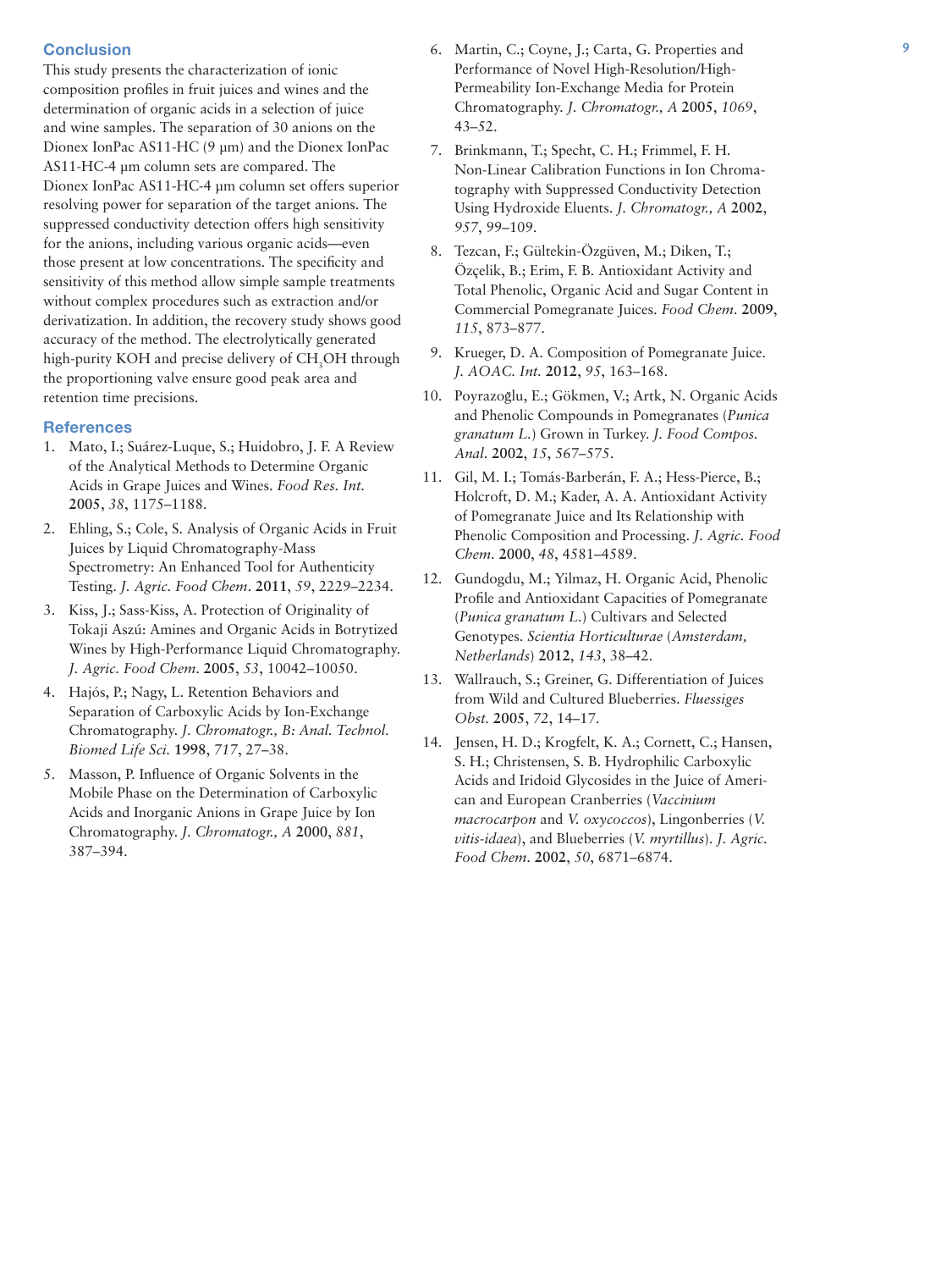## Conclusion

This study presents the characterization of ionic composition profiles in fruit juices and wines and the determination of organic acids in a selection of juice and wine samples. The separation of 30 anions on the Dionex IonPac AS11-HC (9 µm) and the Dionex IonPac AS11-HC-4 µm column sets are compared. The Dionex IonPac AS11-HC-4 µm column set offers superior resolving power for separation of the target anions. The suppressed conductivity detection offers high sensitivity for the anions, including various organic acids—even those present at low concentrations. The specificity and sensitivity of this method allow simple sample treatments without complex procedures such as extraction and/or derivatization. In addition, the recovery study shows good accuracy of the method. The electrolytically generated high-purity KOH and precise delivery of $CH_3OH$ through the proportioning valve ensure good peak area and retention time precisions.

## References

1. Mato, I.; Suárez-Luque, S.; Huidobro, J. F. A Review of the Analytical Methods to Determine Organic Acids in Grape Juices and Wines. *Food Res. Int.* **2005**, *38*, 1175–1188.
2. Ehling, S.; Cole, S. Analysis of Organic Acids in Fruit Juices by Liquid Chromatography-Mass Spectrometry: An Enhanced Tool for Authenticity Testing. *J. Agric. Food Chem.* **2011**, *59*, 2229–2234.
3. Kiss, J.; Sass-Kiss, A. Protection of Originality of Tokaji Aszú: Amines and Organic Acids in Botrytized Wines by High-Performance Liquid Chromatography. *J. Agric. Food Chem.* **2005**, *53*, 10042–10050.
4. Hajós, P.; Nagy, L. Retention Behaviors and Separation of Carboxylic Acids by Ion-Exchange Chromatography. *J. Chromatogr., B: Anal. Technol. Biomed Life Sci.* **1998**, *717*, 27–38.
5. Masson, P. Influence of Organic Solvents in the Mobile Phase on the Determination of Carboxylic Acids and Inorganic Anions in Grape Juice by Ion Chromatography. *J. Chromatogr., A* **2000**, *881*, 387–394.
6. Martin, C.; Coyne, J.; Carta, G. Properties and Performance of Novel High-Resolution/High-Permeability Ion-Exchange Media for Protein Chromatography. *J. Chromatogr., A* **2005**, *1069*, 43–52.
7. Brinkmann, T.; Specht, C. H.; Frimmel, F. H. Non-Linear Calibration Functions in Ion Chromatography with Suppressed Conductivity Detection Using Hydroxide Eluents. *J. Chromatogr., A* **2002**, *957*, 99–109.
8. Tezcan, F.; Gültekin-Özgüven, M.; Diken, T.; Özçelik, B.; Erim, F. B. Antioxidant Activity and Total Phenolic, Organic Acid and Sugar Content in Commercial Pomegranate Juices. *Food Chem.* **2009**, *115*, 873–877.
9. Krueger, D. A. Composition of Pomegranate Juice. *J. AOAC. Int.* **2012**, *95*, 163–168.
10. Poyrazoğlu, E.; Gökmen, V.; Artk, N. Organic Acids and Phenolic Compounds in Pomegranates (*Punica granatum L.*) Grown in Turkey. *J. Food Compos. Anal.* **2002**, *15*, 567–575.
11. Gil, M. I.; Tomás-Barberán, F. A.; Hess-Pierce, B.; Holcroft, D. M.; Kader, A. A. Antioxidant Activity of Pomegranate Juice and Its Relationship with Phenolic Composition and Processing. *J. Agric. Food Chem.* **2000**, *48*, 4581–4589.
12. Gundogdu, M.; Yilmaz, H. Organic Acid, Phenolic Profile and Antioxidant Capacities of Pomegranate (*Punica granatum L.*) Cultivars and Selected Genotypes. *Scientia Horticulturae* (*Amsterdam, Netherlands*) **2012**, *143*, 38–42.
13. Wallrauch, S.; Greiner, G. Differentiation of Juices from Wild and Cultured Blueberries. *Fluessiges Obst.* **2005**, *72*, 14–17.
14. Jensen, H. D.; Krogfelt, K. A.; Cornett, C.; Hansen, S. H.; Christensen, S. B. Hydrophilic Carboxylic Acids and Iridoid Glycosides in the Juice of American and European Cranberries (*Vaccinium macrocarpon* and *V. oxycoccos*), Lingonberries (*V. vitis-idaea*), and Blueberries (*V. myrtillus*). *J. Agric. Food Chem.* **2002**, *50*, 6871–6874.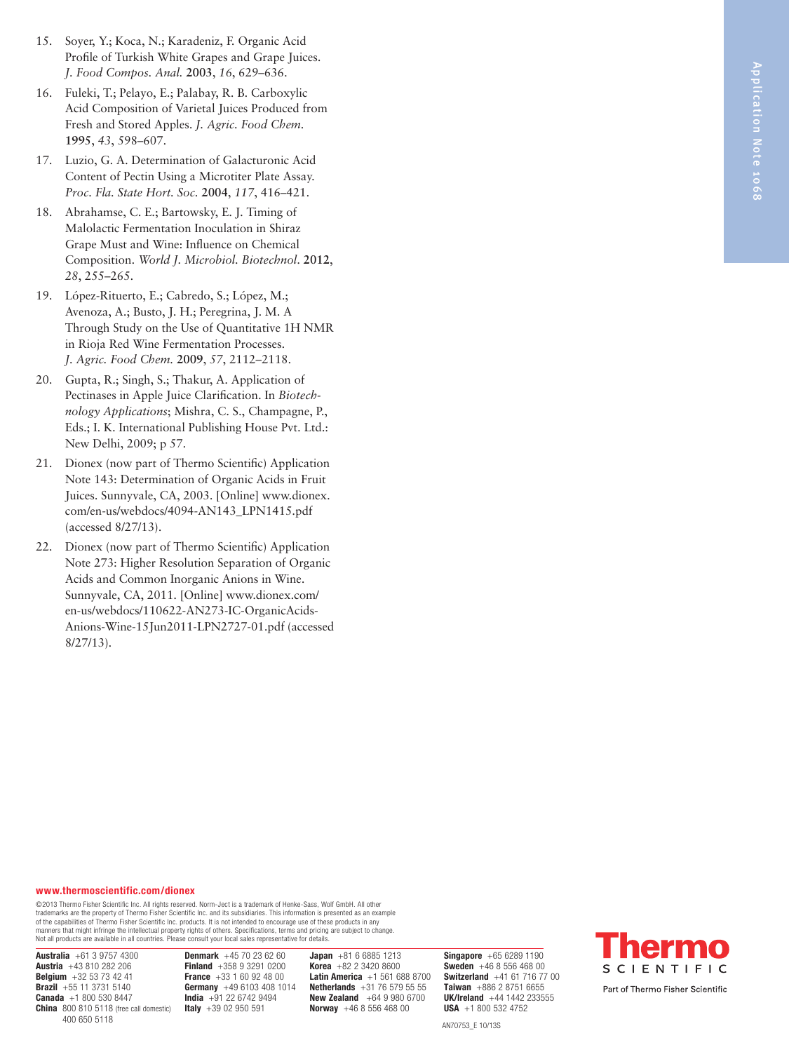15. Soyer, Y.; Koca, N.; Karadeniz, F. Organic Acid Profile of Turkish White Grapes and Grape Juices. *J. Food Compos. Anal.* **2003**, *16*, 629–636.

16. Fuleki, T.; Pelayo, E.; Palabay, R. B. Carboxylic Acid Composition of Varietal Juices Produced from Fresh and Stored Apples. *J. Agric. Food Chem.* **1995**, *43*, 598–607.

17. Luzio, G. A. Determination of Galacturonic Acid Content of Pectin Using a Microtiter Plate Assay. *Proc. Fla. State Hort. Soc.* **2004**, *117*, 416–421.

18. Abrahamse, C. E.; Bartowsky, E. J. Timing of Malolactic Fermentation Inoculation in Shiraz Grape Must and Wine: Influence on Chemical Composition. *World J. Microbiol. Biotechnol.* **2012**, *28*, 255–265.

19. López-Rituerto, E.; Cabredo, S.; López, M.; Avenoza, A.; Busto, J. H.; Peregrina, J. M. A Through Study on the Use of Quantitative 1H NMR in Rioja Red Wine Fermentation Processes. *J. Agric. Food Chem.* **2009**, *57*, 2112–2118.

20. Gupta, R.; Singh, S.; Thakur, A. Application of Pectinases in Apple Juice Clarification. In *Biotechnology Applications*; Mishra, C. S., Champagne, P., Eds.; I. K. International Publishing House Pvt. Ltd.: New Delhi, 2009; p 57.

21. Dionex (now part of Thermo Scientific) Application Note 143: Determination of Organic Acids in Fruit Juices. Sunnyvale, CA, 2003. [Online] www.dionex.com/en-us/webdocs/4094-AN143_LPN1415.pdf (accessed 8/27/13).

22. Dionex (now part of Thermo Scientific) Application Note 273: Higher Resolution Separation of Organic Acids and Common Inorganic Anions in Wine. Sunnyvale, CA, 2011. [Online] www.dionex.com/en-us/webdocs/110622-AN273-IC-OrganicAcids-Anions-Wine-15Jun2011-LPN2727-01.pdf (accessed 8/27/13).

**www.thermoscientific.com/dionex**

©2013 Thermo Fisher Scientific Inc. All rights reserved. Norm-Ject is a trademark of Henke-Sass, Wolf GmbH. All other trademarks are the property of Thermo Fisher Scientific Inc. and its subsidiaries. This information is presented as an example of the capabilities of Thermo Fisher Scientific Inc. products. It is not intended to encourage use of these products in any manners that might infringe the intellectual property rights of others. Specifications, terms and pricing are subject to change. Not all products are available in all countries. Please consult your local sales representative for details.

**Australia** +61 3 9757 4300
**Austria** +43 810 282 206
**Belgium** +32 53 73 42 41
**Brazil** +55 11 3731 5140
**Canada** +1 800 530 8447
**China** 800 810 5118 (free call domestic) 400 650 5118
**Denmark** +45 70 23 62 60
**Finland** +358 9 3291 0200
**France** +33 1 60 92 48 00
**Germany** +49 6103 408 1014
**India** +91 22 6742 9494
**Italy** +39 02 950 591
**Japan** +81 6 6885 1213
**Korea** +82 2 3420 8600
**Latin America** +1 561 688 8700
**Netherlands** +31 76 579 55 55
**New Zealand** +64 9 980 6700
**Norway** +46 8 556 468 00
**Singapore** +65 6289 1190
**Sweden** +46 8 556 468 00
**Switzerland** +41 61 716 77 00
**Taiwan** +886 2 8751 6655
**UK/Ireland** +44 1442 233555
**USA** +1 800 532 4752

Thermo SCIENTIFIC
Part of Thermo Fisher Scientific

AN70753_E 10/13S